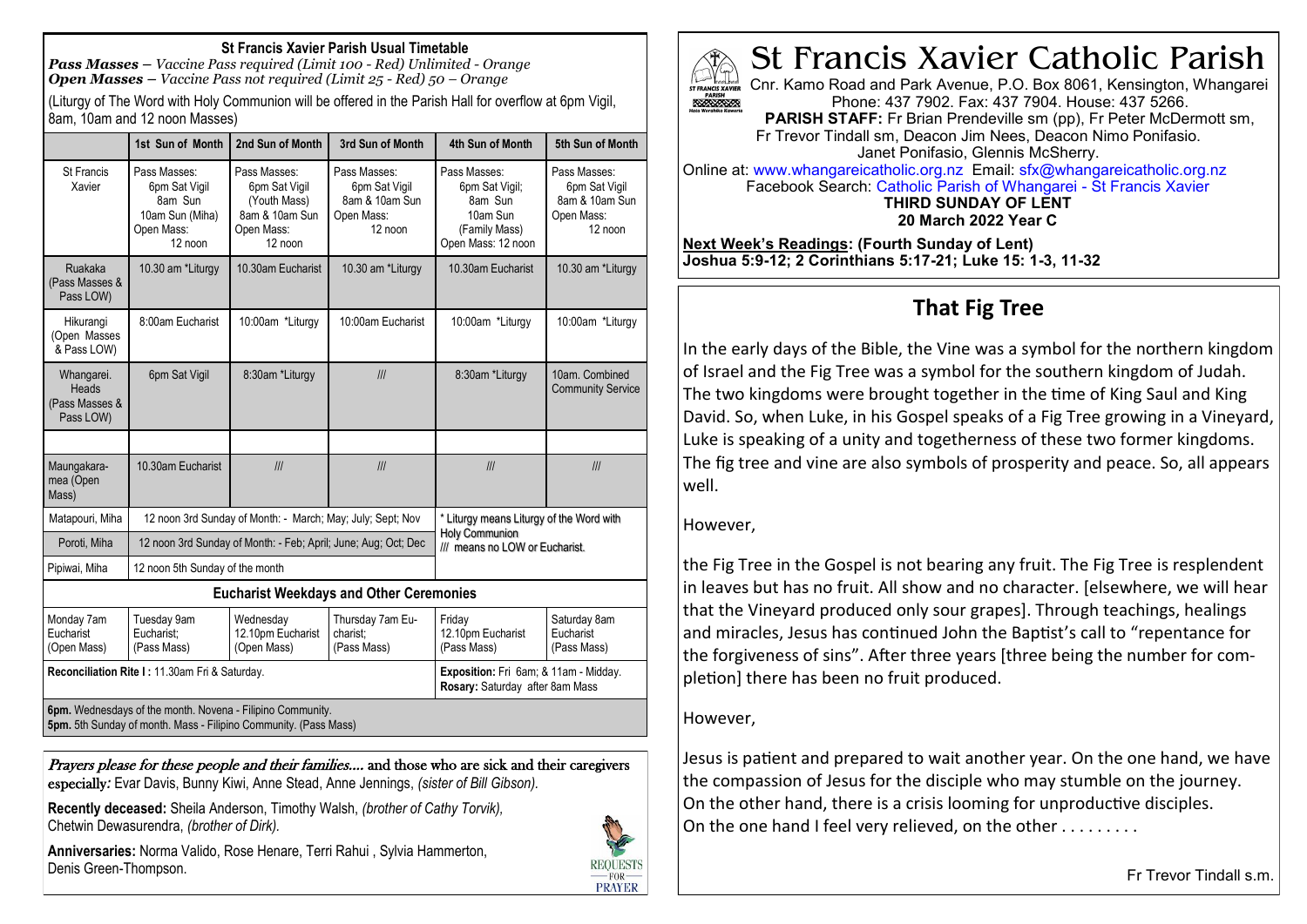# St Francis Xavier Catholic Parish

Cnr. Kamo Road and Park Avenue, P.O. Box 8061, Kensington, Whangarei
Phone: 437 7902. Fax: 437 7904. House: 437 5266.
**PARISH STAFF:** Fr Brian Prendeville sm (pp), Fr Peter McDermott sm, Fr Trevor Tindall sm, Deacon Jim Nees, Deacon Nimo Ponifasio. Janet Ponifasio, Glennis McSherry.
Online at: www.whangareicatholic.org.nz Email: sfx@whangareicatholic.org.nz
Facebook Search: Catholic Parish of Whangarei - St Francis Xavier

**THIRD SUNDAY OF LENT**
**20 March 2022 Year C**

**Next Week's Readings: (Fourth Sunday of Lent)**
**Joshua 5:9-12; 2 Corinthians 5:17-21; Luke 15: 1-3, 11-32**

## St Francis Xavier Parish Usual Timetable

***Pass Masses*** – *Vaccine Pass required (Limit 100 - Red) Unlimited - Orange*
***Open Masses*** – *Vaccine Pass not required (Limit 25 - Red) 50 – Orange*

(Liturgy of The Word with Holy Communion will be offered in the Parish Hall for overflow at 6pm Vigil, 8am, 10am and 12 noon Masses)

| | 1st Sun of Month | 2nd Sun of Month | 3rd Sun of Month | 4th Sun of Month | 5th Sun of Month |
|---|---|---|---|---|---|
| St Francis Xavier | Pass Masses: 6pm Sat Vigil 8am Sun 10am Sun (Miha) Open Mass: 12 noon | Pass Masses: 6pm Sat Vigil (Youth Mass) 8am & 10am Sun Open Mass: 12 noon | Pass Masses: 6pm Sat Vigil 8am & 10am Sun Open Mass: 12 noon | Pass Masses: 6pm Sat Vigil; 8am Sun 10am Sun (Family Mass) Open Mass: 12 noon | Pass Masses: 6pm Sat Vigil 8am & 10am Sun Open Mass: 12 noon |
| Ruakaka (Pass Masses & Pass LOW) | 10.30 am *Liturgy | 10.30am Eucharist | 10.30 am *Liturgy | 10.30am Eucharist | 10.30 am *Liturgy |
| Hikurangi (Open Masses & Pass LOW) | 8:00am Eucharist | 10:00am *Liturgy | 10:00am Eucharist | 10:00am *Liturgy | 10:00am *Liturgy |
| Whangarei. Heads (Pass Masses & Pass LOW) | 6pm Sat Vigil | 8:30am *Liturgy | /// | 8:30am *Liturgy | 10am. Combined Community Service |
| | | | | | |
| Maungakaramea (Open Mass) | 10.30am Eucharist | /// | /// | /// | /// |
| Matapouri, Miha | 12 noon 3rd Sunday of Month: - March; May; July; Sept; Nov | | | * Liturgy means Liturgy of the Word with Holy Communion /// means no LOW or Eucharist. | |
| Poroti, Miha | 12 noon 3rd Sunday of Month: - Feb; April; June; Aug; Oct; Dec | | | | |
| Pipiwai, Miha | 12 noon 5th Sunday of the month | | | | |

### Eucharist Weekdays and Other Ceremonies

| Monday 7am Eucharist (Open Mass) | Tuesday 9am Eucharist; (Pass Mass) | Wednesday 12.10pm Eucharist (Open Mass) | Thursday 7am Eucharist; (Pass Mass) | Friday 12.10pm Eucharist (Pass Mass) | Saturday 8am Eucharist (Pass Mass) |
|---|---|---|---|---|---|
| Reconciliation Rite I : 11.30am Fri & Saturday. | | | | Exposition: Fri 6am; & 11am - Midday. Rosary: Saturday after 8am Mass | |

**6pm.** Wednesdays of the month. Novena - Filipino Community.
**5pm.** 5th Sunday of month. Mass - Filipino Community. (Pass Mass)

*Prayers please for these people and their families....* and those who are sick and their caregivers especially*:* Evar Davis, Bunny Kiwi, Anne Stead, Anne Jennings, *(sister of Bill Gibson).*

**Recently deceased:** Sheila Anderson, Timothy Walsh, *(brother of Cathy Torvik),* Chetwin Dewasurendra, *(brother of Dirk).*

**Anniversaries:** Norma Valido, Rose Henare, Terri Rahui , Sylvia Hammerton, Denis Green-Thompson.

## That Fig Tree

In the early days of the Bible, the Vine was a symbol for the northern kingdom of Israel and the Fig Tree was a symbol for the southern kingdom of Judah. The two kingdoms were brought together in the time of King Saul and King David. So, when Luke, in his Gospel speaks of a Fig Tree growing in a Vineyard, Luke is speaking of a unity and togetherness of these two former kingdoms. The fig tree and vine are also symbols of prosperity and peace. So, all appears well.

However,

the Fig Tree in the Gospel is not bearing any fruit. The Fig Tree is resplendent in leaves but has no fruit. All show and no character. [elsewhere, we will hear that the Vineyard produced only sour grapes]. Through teachings, healings and miracles, Jesus has continued John the Baptist's call to "repentance for the forgiveness of sins". After three years [three being the number for completion] there has been no fruit produced.

However,

Jesus is patient and prepared to wait another year. On the one hand, we have the compassion of Jesus for the disciple who may stumble on the journey. On the other hand, there is a crisis looming for unproductive disciples. On the one hand I feel very relieved, on the other . . . . . . . . .

Fr Trevor Tindall s.m.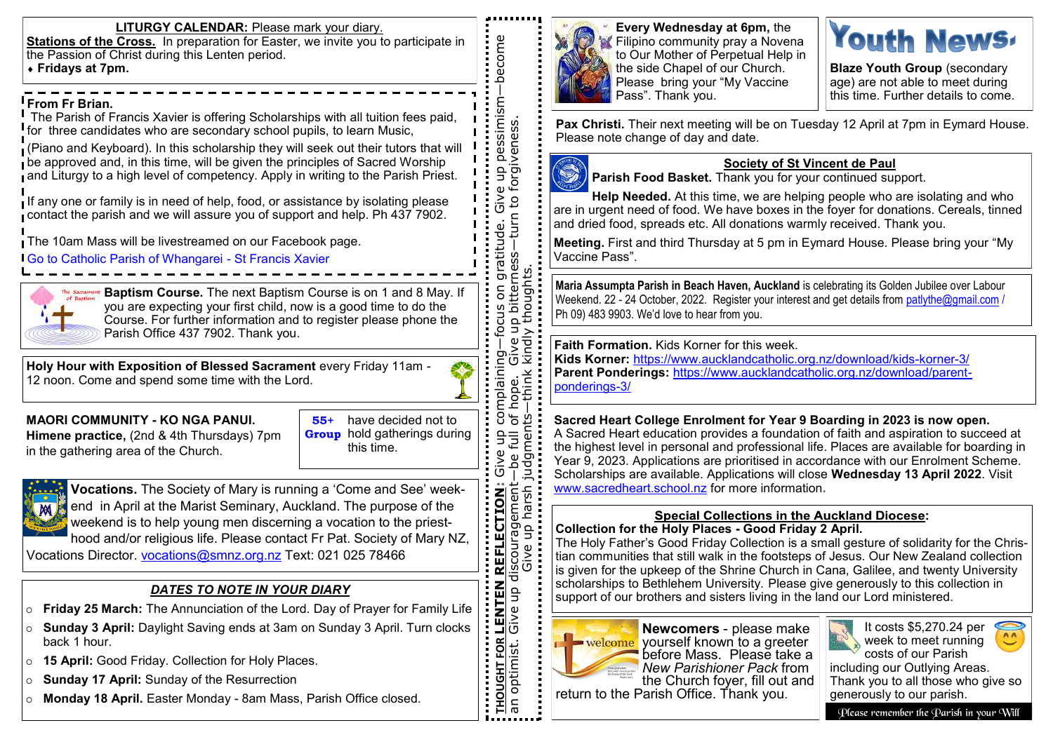**LITURGY CALENDAR:** Please mark your diary.

**Stations of the Cross.** In preparation for Easter, we invite you to participate in the Passion of Christ during this Lenten period.

- **Fridays at 7pm.**

**From Fr Brian.**

The Parish of Francis Xavier is offering Scholarships with all tuition fees paid, for three candidates who are secondary school pupils, to learn Music, (Piano and Keyboard). In this scholarship they will seek out their tutors that will be approved and, in this time, will be given the principles of Sacred Worship and Liturgy to a high level of competency. Apply in writing to the Parish Priest.

If any one or family is in need of help, food, or assistance by isolating please contact the parish and we will assure you of support and help. Ph 437 7902.

The 10am Mass will be livestreamed on our Facebook page.

Go to Catholic Parish of Whangarei - St Francis Xavier

**Baptism Course.** The next Baptism Course is on 1 and 8 May. If you are expecting your first child, now is a good time to do the Course. For further information and to register please phone the Parish Office 437 7902. Thank you.

**Holy Hour with Exposition of Blessed Sacrament** every Friday 11am - 12 noon. Come and spend some time with the Lord.

**MAORI COMMUNITY - KO NGA PANUI.**

**Himene practice,** (2nd & 4th Thursdays) 7pm in the gathering area of the Church.

**55+ Group** have decided not to hold gatherings during this time.

**Vocations.** The Society of Mary is running a 'Come and See' weekend in April at the Marist Seminary, Auckland. The purpose of the weekend is to help young men discerning a vocation to the priesthood and/or religious life. Please contact Fr Pat. Society of Mary NZ, Vocations Director. vocations@smnz.org.nz Text: 021 025 78466

***DATES TO NOTE IN YOUR DIARY***

- **Friday 25 March:** The Annunciation of the Lord. Day of Prayer for Family Life
- **Sunday 3 April:** Daylight Saving ends at 3am on Sunday 3 April. Turn clocks back 1 hour.
- **15 April:** Good Friday. Collection for Holy Places.
- **Sunday 17 April:** Sunday of the Resurrection
- **Monday 18 April.** Easter Monday - 8am Mass, Parish Office closed.

**THOUGHT FOR LENTEN REFLECTION:** Give up complaining—focus on gratitude. Give up pessimism—become an optimist. Give up discouragement—be full of hope. Give up bitterness—turn to forgiveness. Give up harsh judgments—think kindly thoughts.

**Every Wednesday at 6pm,** the Filipino community pray a Novena to Our Mother of Perpetual Help in the side Chapel of our Church. Please bring your "My Vaccine Pass". Thank you.

## Youth News

**Blaze Youth Group** (secondary age) are not able to meet during this time. Further details to come.

**Pax Christi.** Their next meeting will be on Tuesday 12 April at 7pm in Eymard House. Please note change of day and date.

**Society of St Vincent de Paul**

**Parish Food Basket.** Thank you for your continued support.

**Help Needed.** At this time, we are helping people who are isolating and who are in urgent need of food. We have boxes in the foyer for donations. Cereals, tinned and dried food, spreads etc. All donations warmly received. Thank you.

**Meeting.** First and third Thursday at 5 pm in Eymard House. Please bring your "My Vaccine Pass".

**Maria Assumpta Parish in Beach Haven, Auckland** is celebrating its Golden Jubilee over Labour Weekend. 22 - 24 October, 2022. Register your interest and get details from patlythe@gmail.com / Ph 09) 483 9903. We'd love to hear from you.

**Faith Formation.** Kids Korner for this week.

**Kids Korner:** https://www.aucklandcatholic.org.nz/download/kids-korner-3/

**Parent Ponderings:** https://www.aucklandcatholic.org.nz/download/parent-ponderings-3/

**Sacred Heart College Enrolment for Year 9 Boarding in 2023 is now open.**

A Sacred Heart education provides a foundation of faith and aspiration to succeed at the highest level in personal and professional life. Places are available for boarding in Year 9, 2023. Applications are prioritised in accordance with our Enrolment Scheme. Scholarships are available. Applications will close **Wednesday 13 April 2022**. Visit www.sacredheart.school.nz for more information.

**Special Collections in the Auckland Diocese:**

**Collection for the Holy Places - Good Friday 2 April.**

The Holy Father's Good Friday Collection is a small gesture of solidarity for the Christian communities that still walk in the footsteps of Jesus. Our New Zealand collection is given for the upkeep of the Shrine Church in Cana, Galilee, and twenty University scholarships to Bethlehem University. Please give generously to this collection in support of our brothers and sisters living in the land our Lord ministered.

**Newcomers** - please make yourself known to a greeter before Mass. Please take a *New Parishioner Pack* from the Church foyer, fill out and return to the Parish Office. Thank you.

It costs $5,270.24 per week to meet running costs of our Parish including our Outlying Areas. Thank you to all those who give so generously to our parish.

*Please remember the Parish in your Will*